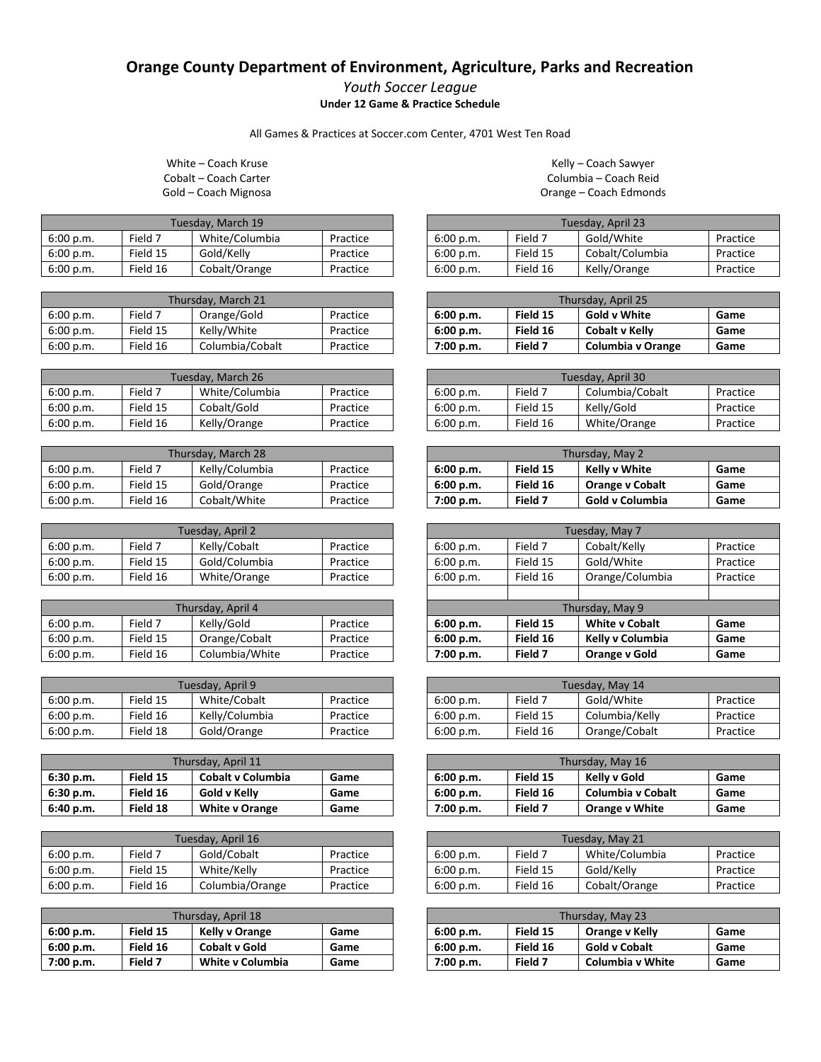# Orange County Department of Environment, Agriculture, Parks and Recreation

*Youth Soccer League*

**Under 12 Game & Practice Schedule**

All Games & Practices at Soccer.com Center, 4701 West Ten Road

White – Coach Kruse
Cobalt – Coach Carter
Gold – Coach Mignosa

Kelly – Coach Sawyer
Columbia – Coach Reid
Orange – Coach Edmonds

| Tuesday, March 19 | | | |
|---|---|---|---|
| 6:00 p.m. | Field 7 | White/Columbia | Practice |
| 6:00 p.m. | Field 15 | Gold/Kelly | Practice |
| 6:00 p.m. | Field 16 | Cobalt/Orange | Practice |

| Thursday, March 21 | | | |
|---|---|---|---|
| 6:00 p.m. | Field 7 | Orange/Gold | Practice |
| 6:00 p.m. | Field 15 | Kelly/White | Practice |
| 6:00 p.m. | Field 16 | Columbia/Cobalt | Practice |

| Tuesday, March 26 | | | |
|---|---|---|---|
| 6:00 p.m. | Field 7 | White/Columbia | Practice |
| 6:00 p.m. | Field 15 | Cobalt/Gold | Practice |
| 6:00 p.m. | Field 16 | Kelly/Orange | Practice |

| Thursday, March 28 | | | |
|---|---|---|---|
| 6:00 p.m. | Field 7 | Kelly/Columbia | Practice |
| 6:00 p.m. | Field 15 | Gold/Orange | Practice |
| 6:00 p.m. | Field 16 | Cobalt/White | Practice |

| Tuesday, April 2 | | | |
|---|---|---|---|
| 6:00 p.m. | Field 7 | Kelly/Cobalt | Practice |
| 6:00 p.m. | Field 15 | Gold/Columbia | Practice |
| 6:00 p.m. | Field 16 | White/Orange | Practice |

| Thursday, April 4 | | | |
|---|---|---|---|
| 6:00 p.m. | Field 7 | Kelly/Gold | Practice |
| 6:00 p.m. | Field 15 | Orange/Cobalt | Practice |
| 6:00 p.m. | Field 16 | Columbia/White | Practice |

| Tuesday, April 9 | | | |
|---|---|---|---|
| 6:00 p.m. | Field 15 | White/Cobalt | Practice |
| 6:00 p.m. | Field 16 | Kelly/Columbia | Practice |
| 6:00 p.m. | Field 18 | Gold/Orange | Practice |

| Thursday, April 11 | | | |
|---|---|---|---|
| **6:30 p.m.** | **Field 15** | **Cobalt v Columbia** | **Game** |
| **6:30 p.m.** | **Field 16** | **Gold v Kelly** | **Game** |
| **6:40 p.m.** | **Field 18** | **White v Orange** | **Game** |

| Tuesday, April 16 | | | |
|---|---|---|---|
| 6:00 p.m. | Field 7 | Gold/Cobalt | Practice |
| 6:00 p.m. | Field 15 | White/Kelly | Practice |
| 6:00 p.m. | Field 16 | Columbia/Orange | Practice |

| Thursday, April 18 | | | |
|---|---|---|---|
| **6:00 p.m.** | **Field 15** | **Kelly v Orange** | **Game** |
| **6:00 p.m.** | **Field 16** | **Cobalt v Gold** | **Game** |
| **7:00 p.m.** | **Field 7** | **White v Columbia** | **Game** |

| Tuesday, April 23 | | | |
|---|---|---|---|
| 6:00 p.m. | Field 7 | Gold/White | Practice |
| 6:00 p.m. | Field 15 | Cobalt/Columbia | Practice |
| 6:00 p.m. | Field 16 | Kelly/Orange | Practice |

| Thursday, April 25 | | | |
|---|---|---|---|
| **6:00 p.m.** | **Field 15** | **Gold v White** | **Game** |
| **6:00 p.m.** | **Field 16** | **Cobalt v Kelly** | **Game** |
| **7:00 p.m.** | **Field 7** | **Columbia v Orange** | **Game** |

| Tuesday, April 30 | | | |
|---|---|---|---|
| 6:00 p.m. | Field 7 | Columbia/Cobalt | Practice |
| 6:00 p.m. | Field 15 | Kelly/Gold | Practice |
| 6:00 p.m. | Field 16 | White/Orange | Practice |

| Thursday, May 2 | | | |
|---|---|---|---|
| **6:00 p.m.** | **Field 15** | **Kelly v White** | **Game** |
| **6:00 p.m.** | **Field 16** | **Orange v Cobalt** | **Game** |
| **7:00 p.m.** | **Field 7** | **Gold v Columbia** | **Game** |

| Tuesday, May 7 | | | |
|---|---|---|---|
| 6:00 p.m. | Field 7 | Cobalt/Kelly | Practice |
| 6:00 p.m. | Field 15 | Gold/White | Practice |
| 6:00 p.m. | Field 16 | Orange/Columbia | Practice |

| Thursday, May 9 | | | |
|---|---|---|---|
| **6:00 p.m.** | **Field 15** | **White v Cobalt** | **Game** |
| **6:00 p.m.** | **Field 16** | **Kelly v Columbia** | **Game** |
| **7:00 p.m.** | **Field 7** | **Orange v Gold** | **Game** |

| Tuesday, May 14 | | | |
|---|---|---|---|
| 6:00 p.m. | Field 7 | Gold/White | Practice |
| 6:00 p.m. | Field 15 | Columbia/Kelly | Practice |
| 6:00 p.m. | Field 16 | Orange/Cobalt | Practice |

| Thursday, May 16 | | | |
|---|---|---|---|
| **6:00 p.m.** | **Field 15** | **Kelly v Gold** | **Game** |
| **6:00 p.m.** | **Field 16** | **Columbia v Cobalt** | **Game** |
| **7:00 p.m.** | **Field 7** | **Orange v White** | **Game** |

| Tuesday, May 21 | | | |
|---|---|---|---|
| 6:00 p.m. | Field 7 | White/Columbia | Practice |
| 6:00 p.m. | Field 15 | Gold/Kelly | Practice |
| 6:00 p.m. | Field 16 | Cobalt/Orange | Practice |

| Thursday, May 23 | | | |
|---|---|---|---|
| **6:00 p.m.** | **Field 15** | **Orange v Kelly** | **Game** |
| **6:00 p.m.** | **Field 16** | **Gold v Cobalt** | **Game** |
| **7:00 p.m.** | **Field 7** | **Columbia v White** | **Game** |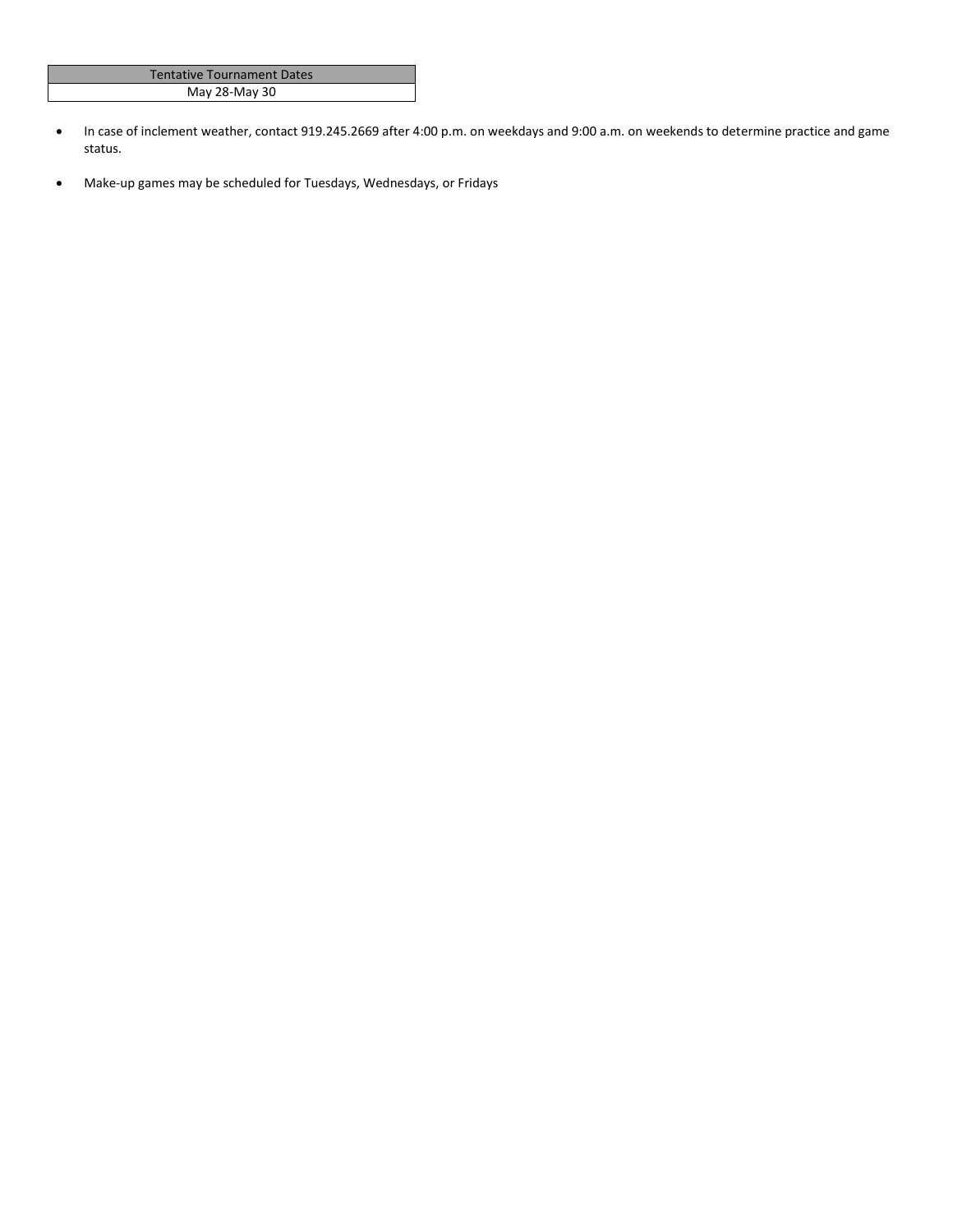| Tentative Tournament Dates |
| --- |
| May 28-May 30 |

- In case of inclement weather, contact 919.245.2669 after 4:00 p.m. on weekdays and 9:00 a.m. on weekends to determine practice and game status.
- Make-up games may be scheduled for Tuesdays, Wednesdays, or Fridays